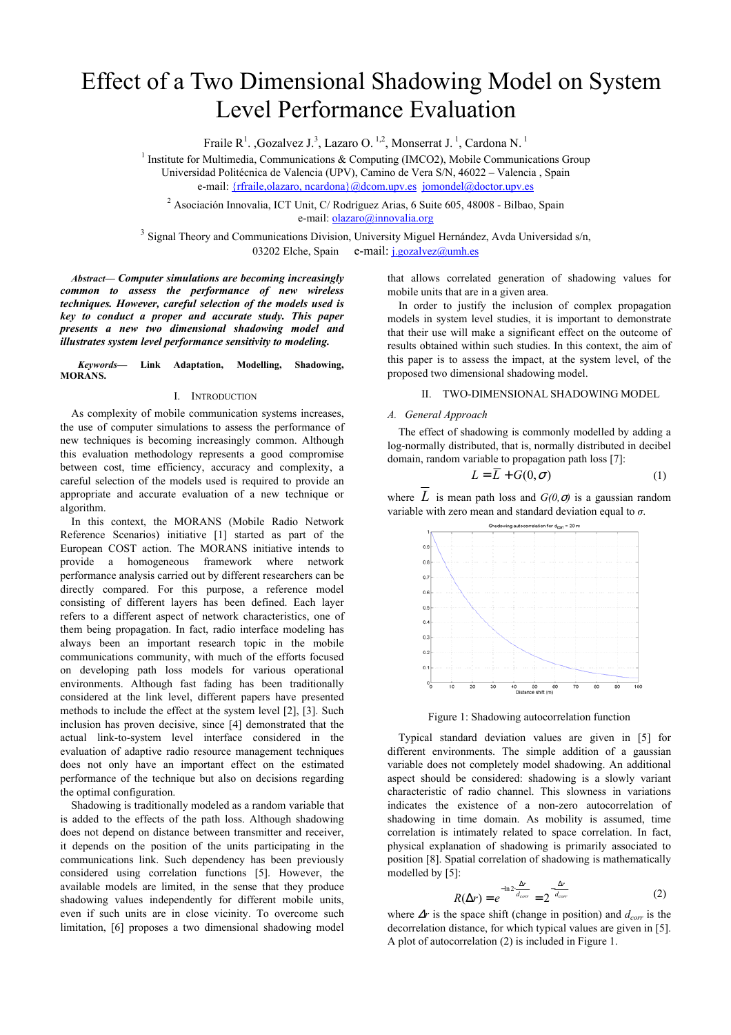# Effect of a Two Dimensional Shadowing Model on System Level Performance Evaluation

Fraile R[1]. ,Gozalvez J.[3], Lazaro O. [1,2], Monserrat J. [1], Cardona N. [1]

[1] Institute for Multimedia, Communications & Computing (IMCO2), Mobile Communications Group
Universidad Politécnica de Valencia (UPV), Camino de Vera S/N, 46022 – Valencia , Spain
e-mail: {rfraile,olazaro, ncardona}@dcom.upv.es jomondel@doctor.upv.es

[2] Asociación Innovalia, ICT Unit, C/ Rodríguez Arias, 6 Suite 605, 48008 - Bilbao, Spain
e-mail: olazaro@innovalia.org

[3] Signal Theory and Communications Division, University Miguel Hernández, Avda Universidad s/n,
03202 Elche, Spain e-mail: j.gozalvez@umh.es

***Abstract*— Computer simulations are becoming increasingly common to assess the performance of new wireless techniques. However, careful selection of the models used is key to conduct a proper and accurate study. This paper presents a new two dimensional shadowing model and illustrates system level performance sensitivity to modeling.**

***Keywords*— Link Adaptation, Modelling, Shadowing, MORANS.**

## I. Introduction

As complexity of mobile communication systems increases, the use of computer simulations to assess the performance of new techniques is becoming increasingly common. Although this evaluation methodology represents a good compromise between cost, time efficiency, accuracy and complexity, a careful selection of the models used is required to provide an appropriate and accurate evaluation of a new technique or algorithm.

In this context, the MORANS (Mobile Radio Network Reference Scenarios) initiative [1] started as part of the European COST action. The MORANS initiative intends to provide a homogeneous framework where network performance analysis carried out by different researchers can be directly compared. For this purpose, a reference model consisting of different layers has been defined. Each layer refers to a different aspect of network characteristics, one of them being propagation. In fact, radio interface modeling has always been an important research topic in the mobile communications community, with much of the efforts focused on developing path loss models for various operational environments. Although fast fading has been traditionally considered at the link level, different papers have presented methods to include the effect at the system level [2], [3]. Such inclusion has proven decisive, since [4] demonstrated that the actual link-to-system level interface considered in the evaluation of adaptive radio resource management techniques does not only have an important effect on the estimated performance of the technique but also on decisions regarding the optimal configuration.

Shadowing is traditionally modeled as a random variable that is added to the effects of the path loss. Although shadowing does not depend on distance between transmitter and receiver, it depends on the position of the units participating in the communications link. Such dependency has been previously considered using correlation functions [5]. However, the available models are limited, in the sense that they produce shadowing values independently for different mobile units, even if such units are in close vicinity. To overcome such limitation, [6] proposes a two dimensional shadowing model that allows correlated generation of shadowing values for mobile units that are in a given area.

In order to justify the inclusion of complex propagation models in system level studies, it is important to demonstrate that their use will make a significant effect on the outcome of results obtained within such studies. In this context, the aim of this paper is to assess the impact, at the system level, of the proposed two dimensional shadowing model.

## II. Two-Dimensional Shadowing Model

### *A. General Approach*

The effect of shadowing is commonly modelled by adding a log-normally distributed, that is, normally distributed in decibel domain, random variable to propagation path loss [7]:

$$L = \overline{L} + G(0,\sigma) \qquad (1)$$

where $\overline{L}$ is mean path loss and $G(0,\sigma)$ is a gaussian random variable with zero mean and standard deviation equal to $\sigma$.

Figure 1: Shadowing autocorrelation function

Typical standard deviation values are given in [5] for different environments. The simple addition of a gaussian variable does not completely model shadowing. An additional aspect should be considered: shadowing is a slowly variant characteristic of radio channel. This slowness in variations indicates the existence of a non-zero autocorrelation of shadowing in time domain. As mobility is assumed, time correlation is intimately related to space correlation. In fact, physical explanation of shadowing is primarily associated to position [8]. Spatial correlation of shadowing is mathematically modelled by [5]:

$$R(\Delta r) = e^{-\ln 2 \cdot \frac{\Delta r}{d_{corr}}} = 2^{-\frac{\Delta r}{d_{corr}}} \qquad (2)$$

where $\Delta r$ is the space shift (change in position) and $d_{corr}$ is the decorrelation distance, for which typical values are given in [5]. A plot of autocorrelation (2) is included in Figure 1.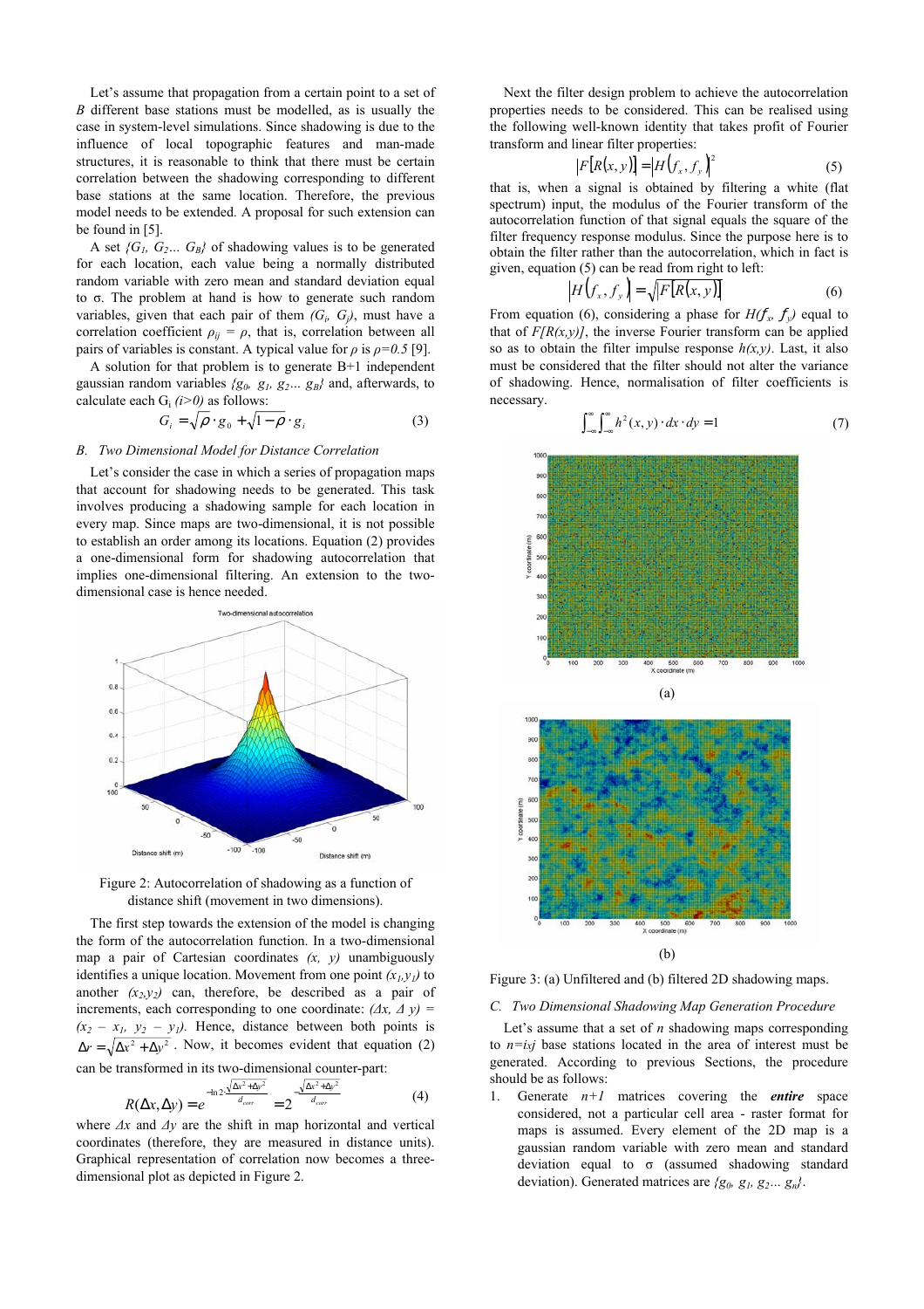Let's assume that propagation from a certain point to a set of *B* different base stations must be modelled, as is usually the case in system-level simulations. Since shadowing is due to the influence of local topographic features and man-made structures, it is reasonable to think that there must be certain correlation between the shadowing corresponding to different base stations at the same location. Therefore, the previous model needs to be extended. A proposal for such extension can be found in [5].

A set $\{G_1, G_2... G_B\}$ of shadowing values is to be generated for each location, each value being a normally distributed random variable with zero mean and standard deviation equal to σ. The problem at hand is how to generate such random variables, given that each pair of them $(G_i, G_j)$, must have a correlation coefficient $\rho_{ij} = \rho$, that is, correlation between all pairs of variables is constant. A typical value for $\rho$ is $\rho=0.5$ [9].

A solution for that problem is to generate B+1 independent gaussian random variables $\{g_0, g_1, g_2... g_B\}$ and, afterwards, to calculate each $G_i$ $(i>0)$ as follows:

$$G_i = \sqrt{\rho} \cdot g_0 + \sqrt{1-\rho} \cdot g_i \quad (3)$$

### *B. Two Dimensional Model for Distance Correlation*

Let's consider the case in which a series of propagation maps that account for shadowing needs to be generated. This task involves producing a shadowing sample for each location in every map. Since maps are two-dimensional, it is not possible to establish an order among its locations. Equation (2) provides a one-dimensional form for shadowing autocorrelation that implies one-dimensional filtering. An extension to the two-dimensional case is hence needed.

Figure 2: Autocorrelation of shadowing as a function of distance shift (movement in two dimensions).

The first step towards the extension of the model is changing the form of the autocorrelation function. In a two-dimensional map a pair of Cartesian coordinates $(x, y)$ unambiguously identifies a unique location. Movement from one point $(x_1,y_1)$ to another $(x_2,y_2)$ can, therefore, be described as a pair of increments, each corresponding to one coordinate: $(\Delta x, \Delta y) = (x_2 - x_1, y_2 - y_1)$. Hence, distance between both points is $\Delta r = \sqrt{\Delta x^2 + \Delta y^2}$. Now, it becomes evident that equation (2) can be transformed in its two-dimensional counter-part:

$$R(\Delta x, \Delta y) = e^{-\ln 2 \cdot \frac{\sqrt{\Delta x^2 + \Delta y^2}}{d_{corr}}} = 2^{-\frac{\sqrt{\Delta x^2 + \Delta y^2}}{d_{corr}}} \quad (4)$$

where $\Delta x$ and $\Delta y$ are the shift in map horizontal and vertical coordinates (therefore, they are measured in distance units). Graphical representation of correlation now becomes a three-dimensional plot as depicted in Figure 2.

Next the filter design problem to achieve the autocorrelation properties needs to be considered. This can be realised using the following well-known identity that takes profit of Fourier transform and linear filter properties:

$$\left|F[R(x,y)]\right| = \left|H(f_x, f_y)\right|^2 \quad (5)$$

that is, when a signal is obtained by filtering a white (flat spectrum) input, the modulus of the Fourier transform of the autocorrelation function of that signal equals the square of the filter frequency response modulus. Since the purpose here is to obtain the filter rather than the autocorrelation, which in fact is given, equation (5) can be read from right to left:

$$\left|H(f_x, f_y)\right| = \sqrt{\left|F[R(x,y)]\right|} \quad (6)$$

From equation (6), considering a phase for $H(f_x, f_y)$ equal to that of $F[R(x,y)]$, the inverse Fourier transform can be applied so as to obtain the filter impulse response $h(x,y)$. Last, it also must be considered that the filter should not alter the variance of shadowing. Hence, normalisation of filter coefficients is necessary.

$$\int_{-\infty}^{\infty}\int_{-\infty}^{\infty} h^2(x,y) \cdot dx \cdot dy = 1 \quad (7)$$

(a)

(b)

Figure 3: (a) Unfiltered and (b) filtered 2D shadowing maps.

### *C. Two Dimensional Shadowing Map Generation Procedure*

Let's assume that a set of $n$ shadowing maps corresponding to $n=i{\times}j$ base stations located in the area of interest must be generated. According to previous Sections, the procedure should be as follows:

1. Generate $n+1$ matrices covering the ***entire*** space considered, not a particular cell area - raster format for maps is assumed. Every element of the 2D map is a gaussian random variable with zero mean and standard deviation equal to σ (assumed shadowing standard deviation). Generated matrices are $\{g_0, g_1, g_2... g_n\}$.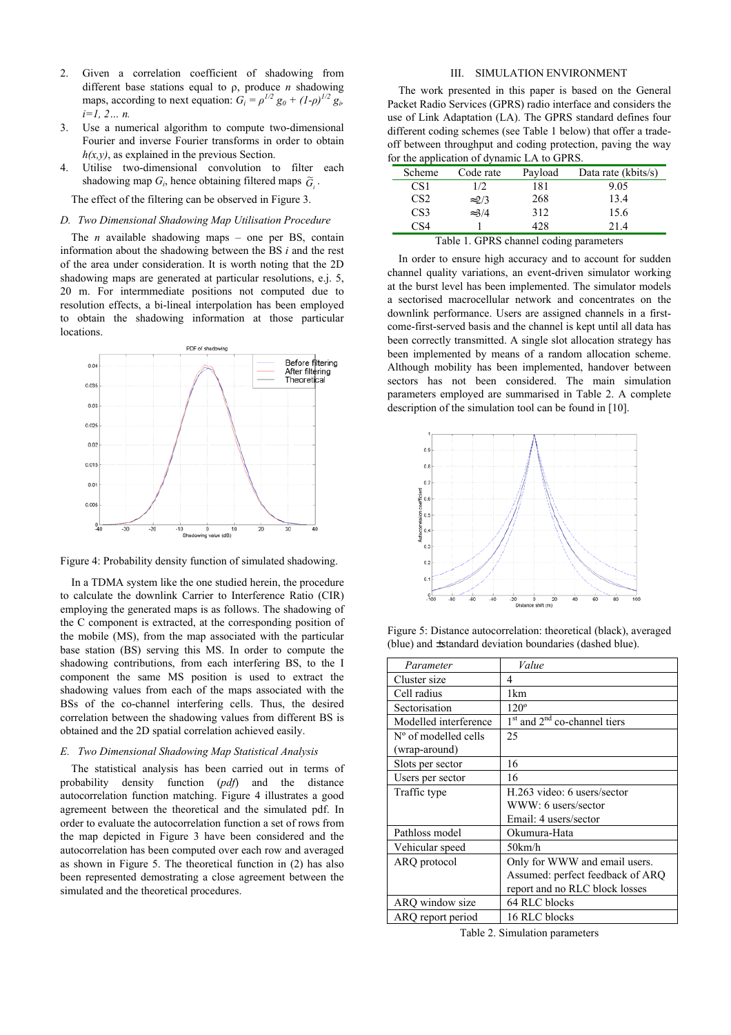2. Given a correlation coefficient of shadowing from different base stations equal to ρ, produce *n* shadowing maps, according to next equation: $G_i = \rho^{1/2} g_0 + (1-\rho)^{1/2} g_i$, $i=1, 2\ldots n$.
3. Use a numerical algorithm to compute two-dimensional Fourier and inverse Fourier transforms in order to obtain $h(x,y)$, as explained in the previous Section.
4. Utilise two-dimensional convolution to filter each shadowing map $G_i$, hence obtaining filtered maps $\tilde{G}_i$.

The effect of the filtering can be observed in Figure 3.

### D. Two Dimensional Shadowing Map Utilisation Procedure

The *n* available shadowing maps – one per BS, contain information about the shadowing between the BS *i* and the rest of the area under consideration. It is worth noting that the 2D shadowing maps are generated at particular resolutions, e.j. 5, 20 m. For intermmediate positions not computed due to resolution effects, a bi-lineal interpolation has been employed to obtain the shadowing information at those particular locations.

Figure 4: Probability density function of simulated shadowing.

In a TDMA system like the one studied herein, the procedure to calculate the downlink Carrier to Interference Ratio (CIR) employing the generated maps is as follows. The shadowing of the C component is extracted, at the corresponding position of the mobile (MS), from the map associated with the particular base station (BS) serving this MS. In order to compute the shadowing contributions, from each interfering BS, to the I component the same MS position is used to extract the shadowing values from each of the maps associated with the BSs of the co-channel interfering cells. Thus, the desired correlation between the shadowing values from different BS is obtained and the 2D spatial correlation achieved easily.

### E. Two Dimensional Shadowing Map Statistical Analysis

The statistical analysis has been carried out in terms of probability density function (*pdf*) and the distance autocorrelation function matching. Figure 4 illustrates a good agreement between the theoretical and the simulated pdf. In order to evaluate the autocorrelation function a set of rows from the map depicted in Figure 3 have been considered and the autocorrelation has been computed over each row and averaged as shown in Figure 5. The theoretical function in (2) has also been represented demostrating a close agreement between the simulated and the theoretical procedures.

## III. SIMULATION ENVIRONMENT

The work presented in this paper is based on the General Packet Radio Services (GPRS) radio interface and considers the use of Link Adaptation (LA). The GPRS standard defines four different coding schemes (see Table 1 below) that offer a trade-off between throughput and coding protection, paving the way for the application of dynamic LA to GPRS.

| Scheme | Code rate | Payload | Data rate (kbits/s) |
|---|---|---|---|
| CS1 | 1/2 | 181 | 9.05 |
| CS2 | ≈2/3 | 268 | 13.4 |
| CS3 | ≈3/4 | 312 | 15.6 |
| CS4 | 1 | 428 | 21.4 |

Table 1. GPRS channel coding parameters

In order to ensure high accuracy and to account for sudden channel quality variations, an event-driven simulator working at the burst level has been implemented. The simulator models a sectorised macrocellular network and concentrates on the downlink performance. Users are assigned channels in a first-come-first-served basis and the channel is kept until all data has been correctly transmitted. A single slot allocation strategy has been implemented by means of a random allocation scheme. Although mobility has been implemented, handover between sectors has not been considered. The main simulation parameters employed are summarised in Table 2. A complete description of the simulation tool can be found in [10].

Figure 5: Distance autocorrelation: theoretical (black), averaged (blue) and ±standard deviation boundaries (dashed blue).

| *Parameter* | *Value* |
|---|---|
| Cluster size | 4 |
| Cell radius | 1km |
| Sectorisation | 120º |
| Modelled interference | 1st and 2nd co-channel tiers |
| Nº of modelled cells (wrap-around) | 25 |
| Slots per sector | 16 |
| Users per sector | 16 |
| Traffic type | H.263 video: 6 users/sector<br>WWW: 6 users/sector<br>Email: 4 users/sector |
| Pathloss model | Okumura-Hata |
| Vehicular speed | 50km/h |
| ARQ protocol | Only for WWW and email users. Assumed: perfect feedback of ARQ report and no RLC block losses |
| ARQ window size | 64 RLC blocks |
| ARQ report period | 16 RLC blocks |

Table 2. Simulation parameters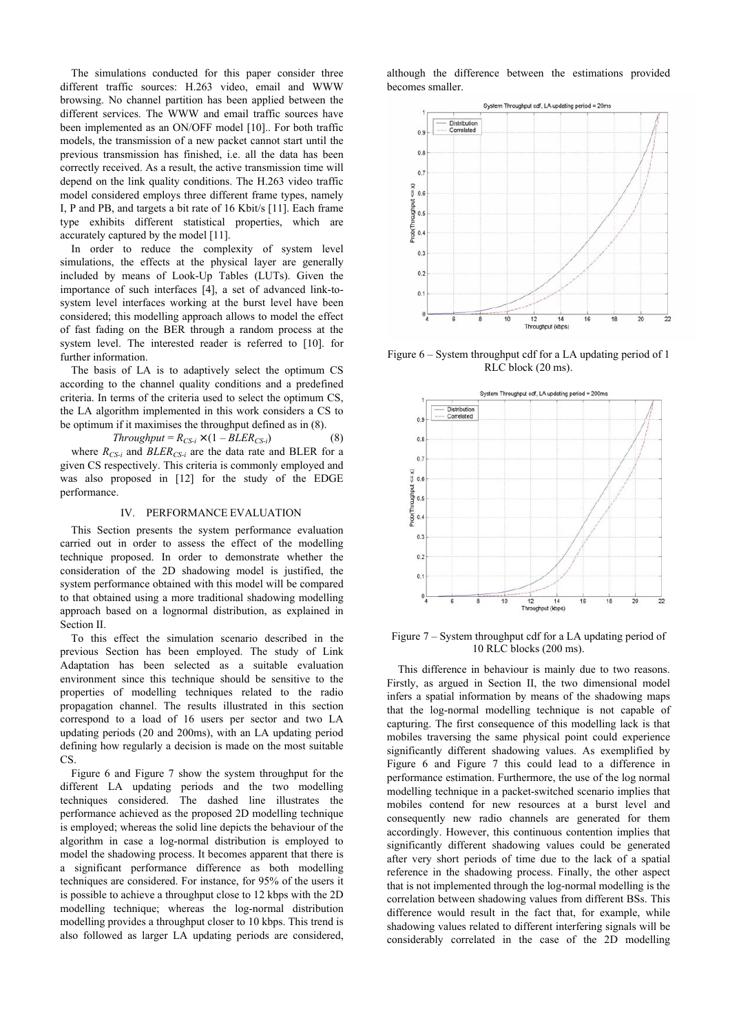The simulations conducted for this paper consider three different traffic sources: H.263 video, email and WWW browsing. No channel partition has been applied between the different services. The WWW and email traffic sources have been implemented as an ON/OFF model [10].. For both traffic models, the transmission of a new packet cannot start until the previous transmission has finished, i.e. all the data has been correctly received. As a result, the active transmission time will depend on the link quality conditions. The H.263 video traffic model considered employs three different frame types, namely I, P and PB, and targets a bit rate of 16 Kbit/s [11]. Each frame type exhibits different statistical properties, which are accurately captured by the model [11].

In order to reduce the complexity of system level simulations, the effects at the physical layer are generally included by means of Look-Up Tables (LUTs). Given the importance of such interfaces [4], a set of advanced link-to-system level interfaces working at the burst level have been considered; this modelling approach allows to model the effect of fast fading on the BER through a random process at the system level. The interested reader is referred to [10]. for further information.

The basis of LA is to adaptively select the optimum CS according to the channel quality conditions and a predefined criteria. In terms of the criteria used to select the optimum CS, the LA algorithm implemented in this work considers a CS to be optimum if it maximises the throughput defined as in (8).

$$Throughput = R_{CS\text{-}i} \times (1 - BLER_{CS\text{-}i}) \qquad (8)$$

where $R_{CS\text{-}i}$ and $BLER_{CS\text{-}i}$ are the data rate and BLER for a given CS respectively. This criteria is commonly employed and was also proposed in [12] for the study of the EDGE performance.

## IV. PERFORMANCE EVALUATION

This Section presents the system performance evaluation carried out in order to assess the effect of the modelling technique proposed. In order to demonstrate whether the consideration of the 2D shadowing model is justified, the system performance obtained with this model will be compared to that obtained using a more traditional shadowing modelling approach based on a lognormal distribution, as explained in Section II.

To this effect the simulation scenario described in the previous Section has been employed. The study of Link Adaptation has been selected as a suitable evaluation environment since this technique should be sensitive to the properties of modelling techniques related to the radio propagation channel. The results illustrated in this section correspond to a load of 16 users per sector and two LA updating periods (20 and 200ms), with an LA updating period defining how regularly a decision is made on the most suitable CS.

Figure 6 and Figure 7 show the system throughput for the different LA updating periods and the two modelling techniques considered. The dashed line illustrates the performance achieved as the proposed 2D modelling technique is employed; whereas the solid line depicts the behaviour of the algorithm in case a log-normal distribution is employed to model the shadowing process. It becomes apparent that there is a significant performance difference as both modelling techniques are considered. For instance, for 95% of the users it is possible to achieve a throughput close to 12 kbps with the 2D modelling technique; whereas the log-normal distribution modelling provides a throughput closer to 10 kbps. This trend is also followed as larger LA updating periods are considered, although the difference between the estimations provided becomes smaller.

Figure 6 – System throughput cdf for a LA updating period of 1 RLC block (20 ms).

Figure 7 – System throughput cdf for a LA updating period of 10 RLC blocks (200 ms).

This difference in behaviour is mainly due to two reasons. Firstly, as argued in Section II, the two dimensional model infers a spatial information by means of the shadowing maps that the log-normal modelling technique is not capable of capturing. The first consequence of this modelling lack is that mobiles traversing the same physical point could experience significantly different shadowing values. As exemplified by Figure 6 and Figure 7 this could lead to a difference in performance estimation. Furthermore, the use of the log normal modelling technique in a packet-switched scenario implies that mobiles contend for new resources at a burst level and consequently new radio channels are generated for them accordingly. However, this continuous contention implies that significantly different shadowing values could be generated after very short periods of time due to the lack of a spatial reference in the shadowing process. Finally, the other aspect that is not implemented through the log-normal modelling is the correlation between shadowing values from different BSs. This difference would result in the fact that, for example, while shadowing values related to different interfering signals will be considerably correlated in the case of the 2D modelling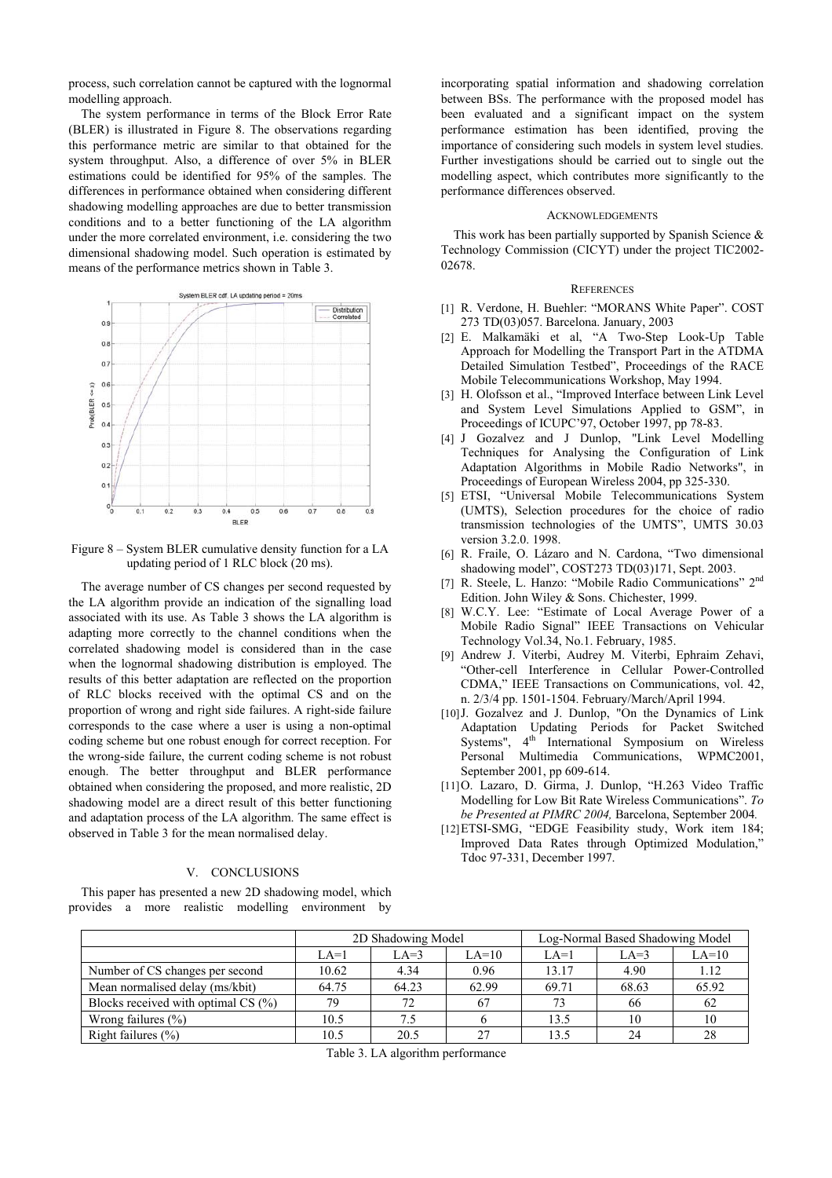process, such correlation cannot be captured with the lognormal modelling approach.

The system performance in terms of the Block Error Rate (BLER) is illustrated in Figure 8. The observations regarding this performance metric are similar to that obtained for the system throughput. Also, a difference of over 5% in BLER estimations could be identified for 95% of the samples. The differences in performance obtained when considering different shadowing modelling approaches are due to better transmission conditions and to a better functioning of the LA algorithm under the more correlated environment, i.e. considering the two dimensional shadowing model. Such operation is estimated by means of the performance metrics shown in Table 3.

System BLER cdf. LA updating period = 20ms

Distribution
Correlated

Prob(BLER <= x)

BLER

0 0.1 0.2 0.3 0.4 0.5 0.6 0.7 0.8 0.9

0 0.1 0.2 0.3 0.4 0.5 0.6 0.7 0.8 0.9 1

Figure 8 – System BLER cumulative density function for a LA updating period of 1 RLC block (20 ms).

The average number of CS changes per second requested by the LA algorithm provide an indication of the signalling load associated with its use. As Table 3 shows the LA algorithm is adapting more correctly to the channel conditions when the correlated shadowing model is considered than in the case when the lognormal shadowing distribution is employed. The results of this better adaptation are reflected on the proportion of RLC blocks received with the optimal CS and on the proportion of wrong and right side failures. A right-side failure corresponds to the case where a user is using a non-optimal coding scheme but one robust enough for correct reception. For the wrong-side failure, the current coding scheme is not robust enough. The better throughput and BLER performance obtained when considering the proposed, and more realistic, 2D shadowing model are a direct result of this better functioning and adaptation process of the LA algorithm. The same effect is observed in Table 3 for the mean normalised delay.

## V. CONCLUSIONS

This paper has presented a new 2D shadowing model, which provides a more realistic modelling environment by incorporating spatial information and shadowing correlation between BSs. The performance with the proposed model has been evaluated and a significant impact on the system performance estimation has been identified, proving the importance of considering such models in system level studies. Further investigations should be carried out to single out the modelling aspect, which contributes more significantly to the performance differences observed.

## ACKNOWLEDGEMENTS

This work has been partially supported by Spanish Science & Technology Commission (CICYT) under the project TIC2002-02678.

## REFERENCES

[1] R. Verdone, H. Buehler: "MORANS White Paper". COST 273 TD(03)057. Barcelona. January, 2003

[2] E. Malkamäki et al, "A Two-Step Look-Up Table Approach for Modelling the Transport Part in the ATDMA Detailed Simulation Testbed", Proceedings of the RACE Mobile Telecommunications Workshop, May 1994.

[3] H. Olofsson et al., "Improved Interface between Link Level and System Level Simulations Applied to GSM", in Proceedings of ICUPC'97, October 1997, pp 78-83.

[4] J Gozalvez and J Dunlop, "Link Level Modelling Techniques for Analysing the Configuration of Link Adaptation Algorithms in Mobile Radio Networks", in Proceedings of European Wireless 2004, pp 325-330.

[5] ETSI, "Universal Mobile Telecommunications System (UMTS), Selection procedures for the choice of radio transmission technologies of the UMTS", UMTS 30.03 version 3.2.0. 1998.

[6] R. Fraile, O. Lázaro and N. Cardona, "Two dimensional shadowing model", COST273 TD(03)171, Sept. 2003.

[7] R. Steele, L. Hanzo: "Mobile Radio Communications" 2nd Edition. John Wiley & Sons. Chichester, 1999.

[8] W.C.Y. Lee: "Estimate of Local Average Power of a Mobile Radio Signal" IEEE Transactions on Vehicular Technology Vol.34, No.1. February, 1985.

[9] Andrew J. Viterbi, Audrey M. Viterbi, Ephraim Zehavi, "Other-cell Interference in Cellular Power-Controlled CDMA," IEEE Transactions on Communications, vol. 42, n. 2/3/4 pp. 1501-1504. February/March/April 1994.

[10] J. Gozalvez and J. Dunlop, "On the Dynamics of Link Adaptation Updating Periods for Packet Switched Systems", 4th International Symposium on Wireless Personal Multimedia Communications, WPMC2001, September 2001, pp 609-614.

[11] O. Lazaro, D. Girma, J. Dunlop, "H.263 Video Traffic Modelling for Low Bit Rate Wireless Communications". *To be Presented at PIMRC 2004,* Barcelona, September 2004.

[12] ETSI-SMG, "EDGE Feasibility study, Work item 184; Improved Data Rates through Optimized Modulation," Tdoc 97-331, December 1997.

| | 2D Shadowing Model | | | Log-Normal Based Shadowing Model | | |
|---|---|---|---|---|---|---|
| | LA=1 | LA=3 | LA=10 | LA=1 | LA=3 | LA=10 |
| Number of CS changes per second | 10.62 | 4.34 | 0.96 | 13.17 | 4.90 | 1.12 |
| Mean normalised delay (ms/kbit) | 64.75 | 64.23 | 62.99 | 69.71 | 68.63 | 65.92 |
| Blocks received with optimal CS (%) | 79 | 72 | 67 | 73 | 66 | 62 |
| Wrong failures (%) | 10.5 | 7.5 | 6 | 13.5 | 10 | 10 |
| Right failures (%) | 10.5 | 20.5 | 27 | 13.5 | 24 | 28 |

Table 3. LA algorithm performance